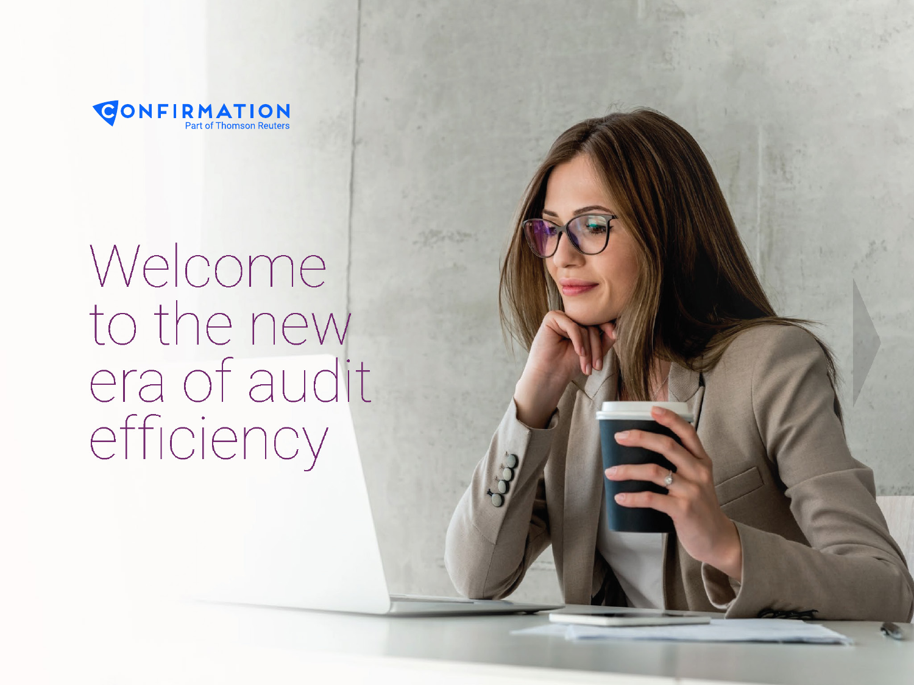CONFIRMATION

Part of Thomson Reuters

# Welcome to the new era of audit efficiency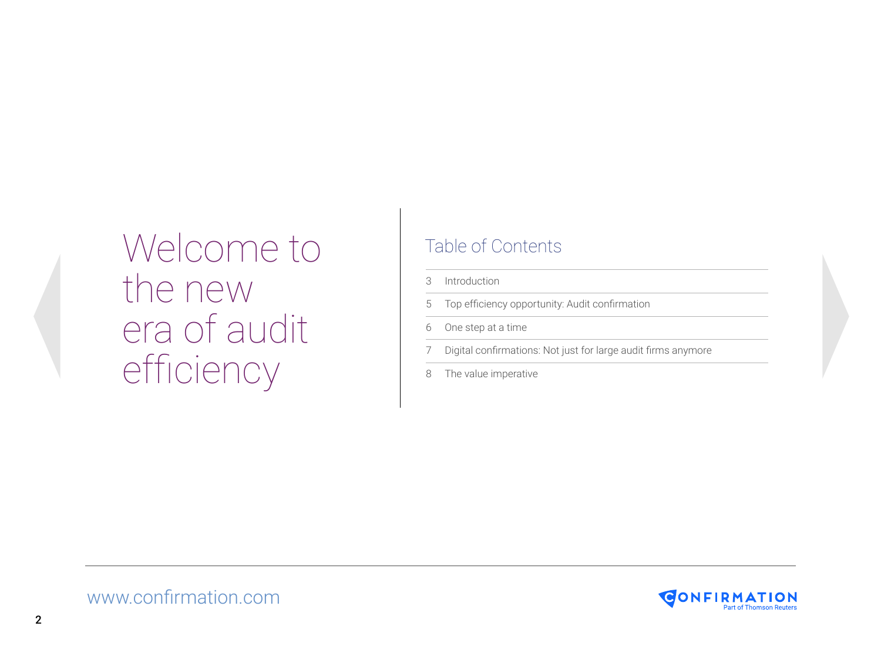# Welcome to the new era of audit efficiency

## Table of Contents

| | |
|---|---|
| 3 | Introduction |
| 5 | Top efficiency opportunity: Audit confirmation |
| 6 | One step at a time |
| 7 | Digital confirmations: Not just for large audit firms anymore |
| 8 | The value imperative |

www.confirmation.com

CONFIRMATION
Part of Thomson Reuters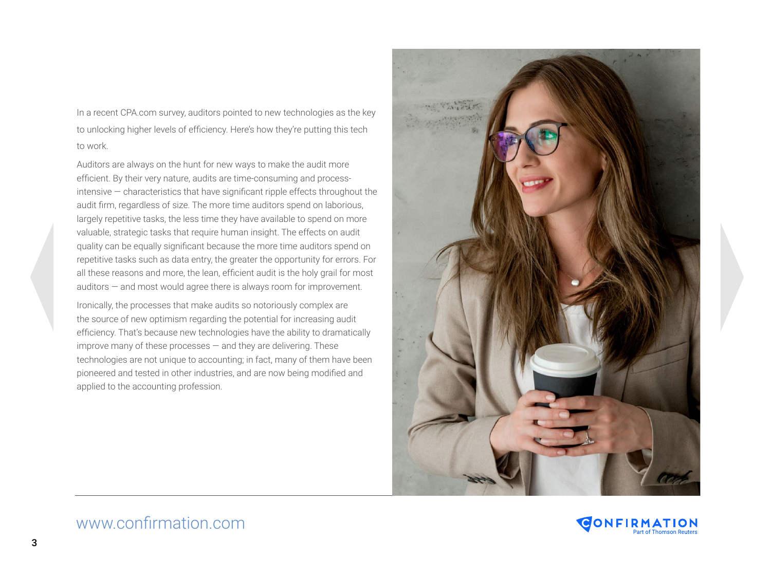In a recent CPA.com survey, auditors pointed to new technologies as the key to unlocking higher levels of efficiency. Here's how they're putting this tech to work.

Auditors are always on the hunt for new ways to make the audit more efficient. By their very nature, audits are time-consuming and process-intensive — characteristics that have significant ripple effects throughout the audit firm, regardless of size. The more time auditors spend on laborious, largely repetitive tasks, the less time they have available to spend on more valuable, strategic tasks that require human insight. The effects on audit quality can be equally significant because the more time auditors spend on repetitive tasks such as data entry, the greater the opportunity for errors. For all these reasons and more, the lean, efficient audit is the holy grail for most auditors — and most would agree there is always room for improvement.

Ironically, the processes that make audits so notoriously complex are the source of new optimism regarding the potential for increasing audit efficiency. That's because new technologies have the ability to dramatically improve many of these processes — and they are delivering. These technologies are not unique to accounting; in fact, many of them have been pioneered and tested in other industries, and are now being modified and applied to the accounting profession.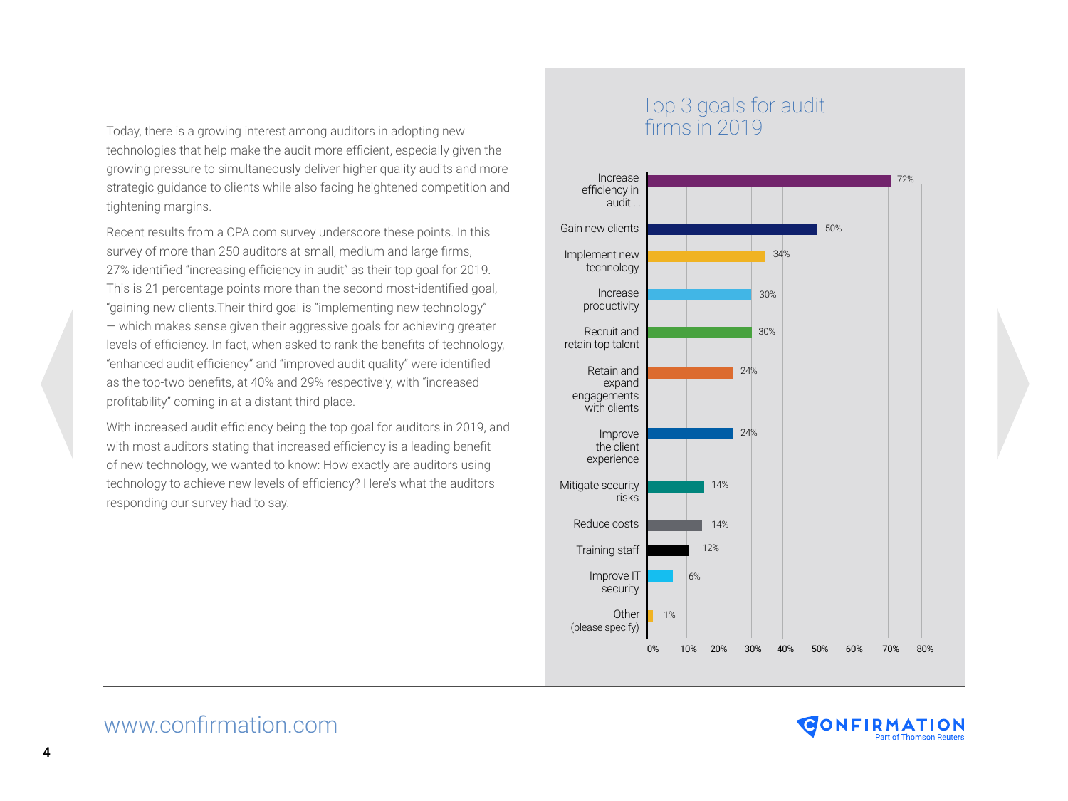Today, there is a growing interest among auditors in adopting new technologies that help make the audit more efficient, especially given the growing pressure to simultaneously deliver higher quality audits and more strategic guidance to clients while also facing heightened competition and tightening margins.

Recent results from a CPA.com survey underscore these points. In this survey of more than 250 auditors at small, medium and large firms, 27% identified "increasing efficiency in audit" as their top goal for 2019. This is 21 percentage points more than the second most-identified goal, "gaining new clients.Their third goal is "implementing new technology" — which makes sense given their aggressive goals for achieving greater levels of efficiency. In fact, when asked to rank the benefits of technology, "enhanced audit efficiency" and "improved audit quality" were identified as the top-two benefits, at 40% and 29% respectively, with "increased profitability" coming in at a distant third place.

With increased audit efficiency being the top goal for auditors in 2019, and with most auditors stating that increased efficiency is a leading benefit of new technology, we wanted to know: How exactly are auditors using technology to achieve new levels of efficiency? Here's what the auditors responding our survey had to say.

## Top 3 goals for audit firms in 2019

| Goal | Percentage |
|---|---|
| Increase efficiency in audit ... | 72% |
| Gain new clients | 50% |
| Implement new technology | 34% |
| Increase productivity | 30% |
| Recruit and retain top talent | 30% |
| Retain and expand engagements with clients | 24% |
| Improve the client experience | 24% |
| Mitigate security risks | 14% |
| Reduce costs | 14% |
| Training staff | 12% |
| Improve IT security | 6% |
| Other (please specify) | 1% |

www.confirmation.com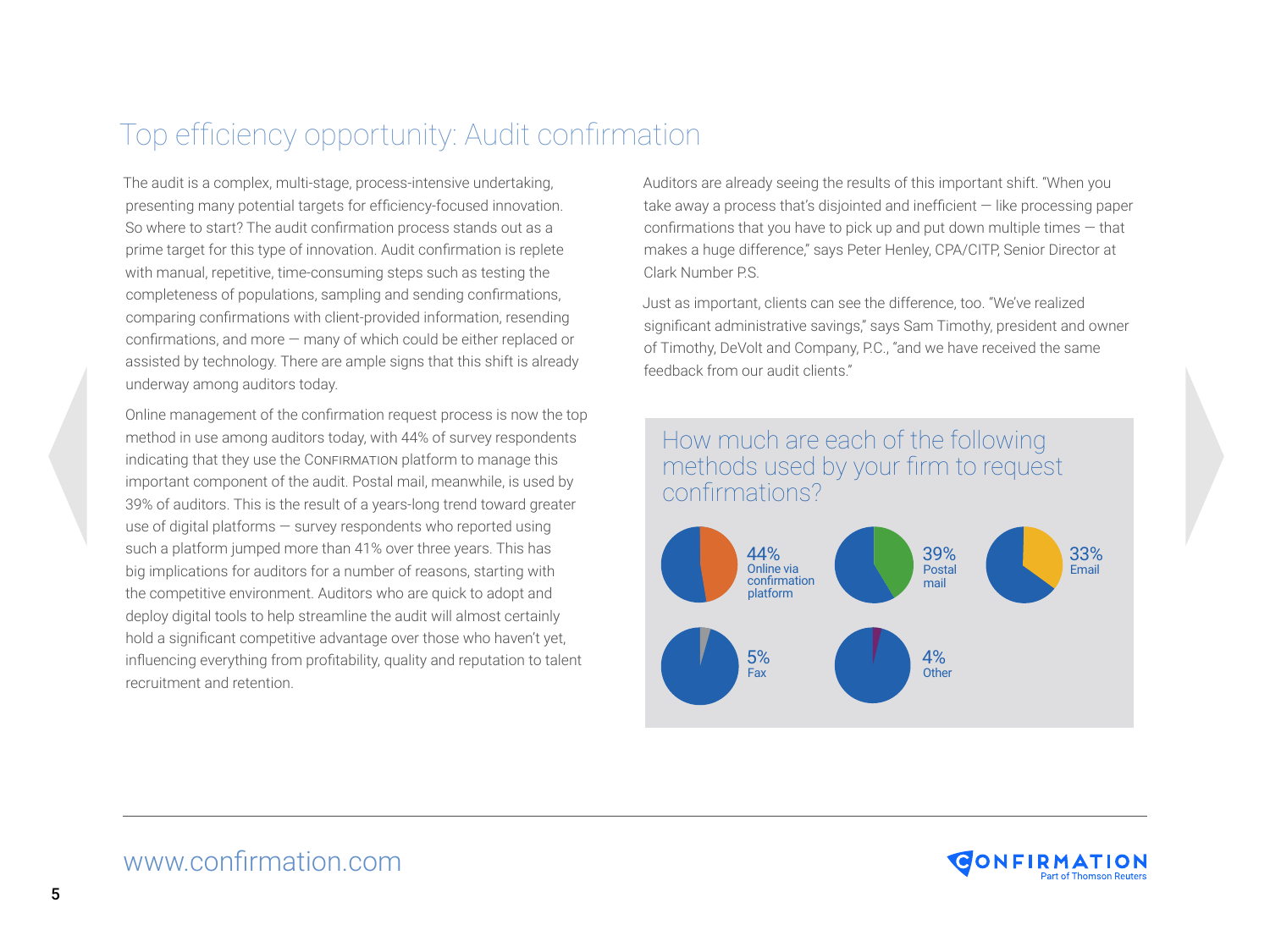# Top efficiency opportunity: Audit confirmation

The audit is a complex, multi-stage, process-intensive undertaking, presenting many potential targets for efficiency-focused innovation. So where to start? The audit confirmation process stands out as a prime target for this type of innovation. Audit confirmation is replete with manual, repetitive, time-consuming steps such as testing the completeness of populations, sampling and sending confirmations, comparing confirmations with client-provided information, resending confirmations, and more — many of which could be either replaced or assisted by technology. There are ample signs that this shift is already underway among auditors today.

Online management of the confirmation request process is now the top method in use among auditors today, with 44% of survey respondents indicating that they use the CONFIRMATION platform to manage this important component of the audit. Postal mail, meanwhile, is used by 39% of auditors. This is the result of a years-long trend toward greater use of digital platforms — survey respondents who reported using such a platform jumped more than 41% over three years. This has big implications for auditors for a number of reasons, starting with the competitive environment. Auditors who are quick to adopt and deploy digital tools to help streamline the audit will almost certainly hold a significant competitive advantage over those who haven't yet, influencing everything from profitability, quality and reputation to talent recruitment and retention.

Auditors are already seeing the results of this important shift. "When you take away a process that's disjointed and inefficient — like processing paper confirmations that you have to pick up and put down multiple times — that makes a huge difference," says Peter Henley, CPA/CITP, Senior Director at Clark Number P.S.

Just as important, clients can see the difference, too. "We've realized significant administrative savings," says Sam Timothy, president and owner of Timothy, DeVolt and Company, P.C., "and we have received the same feedback from our audit clients."

## How much are each of the following methods used by your firm to request confirmations?

| Method | Percentage |
| --- | --- |
| Online via confirmation platform | 44% |
| Postal mail | 39% |
| Email | 33% |
| Fax | 5% |
| Other | 4% |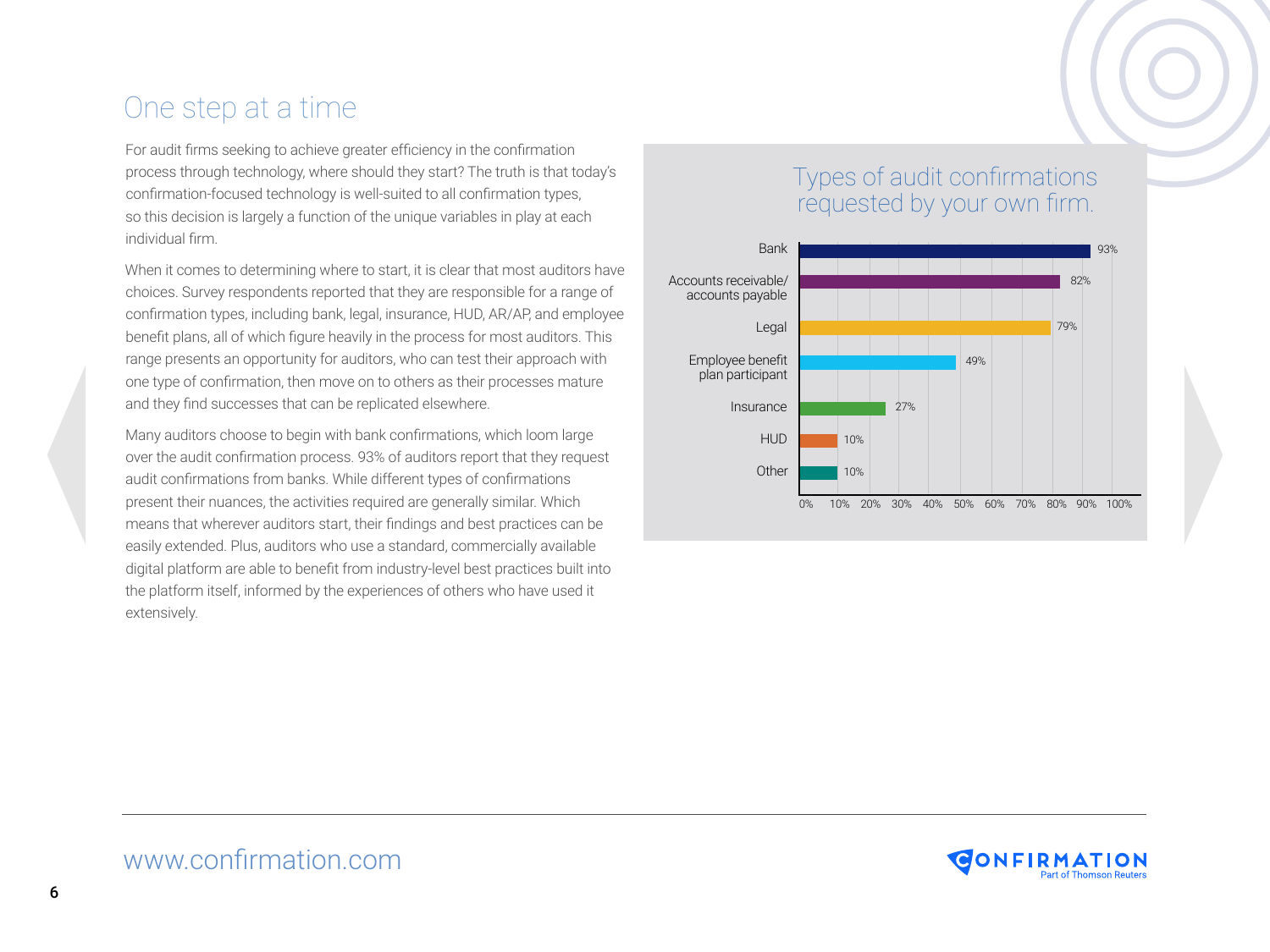# One step at a time

For audit firms seeking to achieve greater efficiency in the confirmation process through technology, where should they start? The truth is that today's confirmation-focused technology is well-suited to all confirmation types, so this decision is largely a function of the unique variables in play at each individual firm.

When it comes to determining where to start, it is clear that most auditors have choices. Survey respondents reported that they are responsible for a range of confirmation types, including bank, legal, insurance, HUD, AR/AP, and employee benefit plans, all of which figure heavily in the process for most auditors. This range presents an opportunity for auditors, who can test their approach with one type of confirmation, then move on to others as their processes mature and they find successes that can be replicated elsewhere.

Many auditors choose to begin with bank confirmations, which loom large over the audit confirmation process. 93% of auditors report that they request audit confirmations from banks. While different types of confirmations present their nuances, the activities required are generally similar. Which means that wherever auditors start, their findings and best practices can be easily extended. Plus, auditors who use a standard, commercially available digital platform are able to benefit from industry-level best practices built into the platform itself, informed by the experiences of others who have used it extensively.

## Types of audit confirmations requested by your own firm.

| Type | Percentage |
|---|---|
| Bank | 93% |
| Accounts receivable/accounts payable | 82% |
| Legal | 79% |
| Employee benefit plan participant | 49% |
| Insurance | 27% |
| HUD | 10% |
| Other | 10% |

www.confirmation.com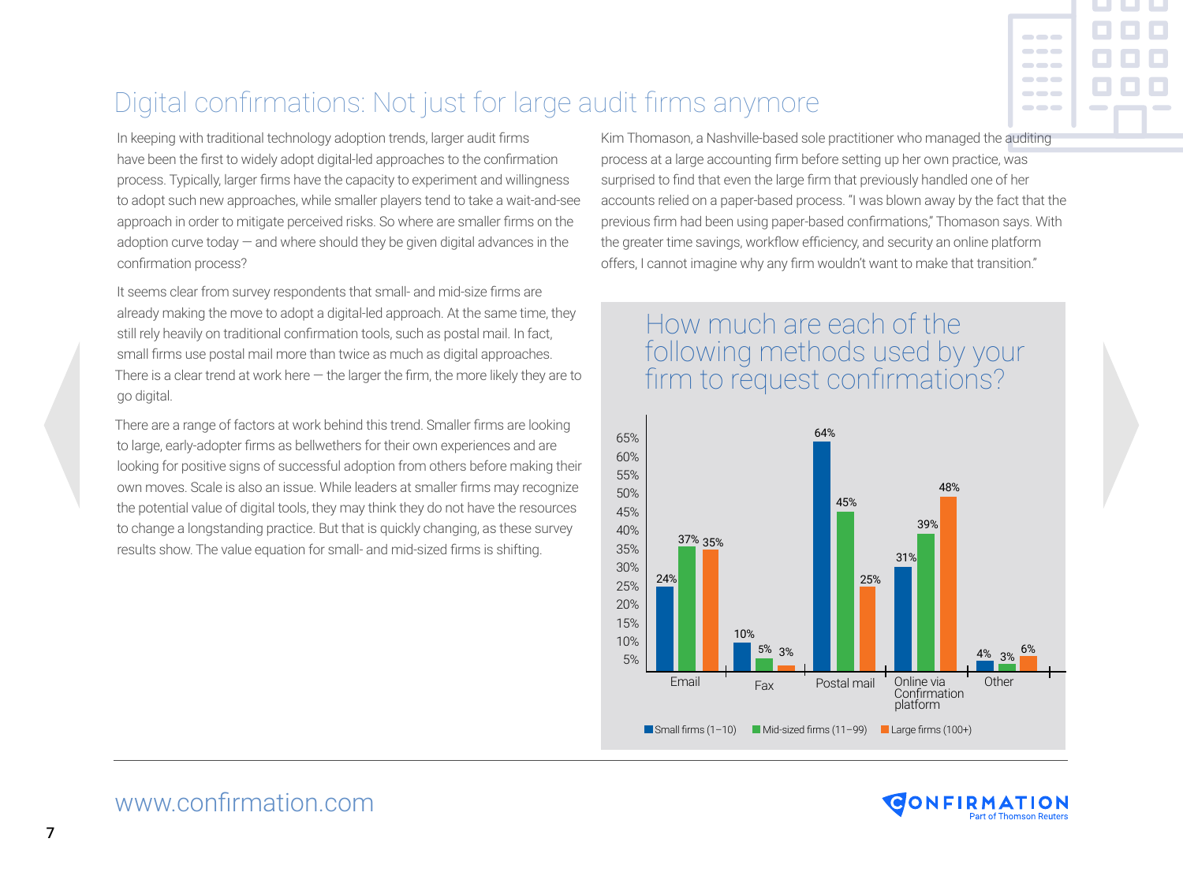# Digital confirmations: Not just for large audit firms anymore

In keeping with traditional technology adoption trends, larger audit firms have been the first to widely adopt digital-led approaches to the confirmation process. Typically, larger firms have the capacity to experiment and willingness to adopt such new approaches, while smaller players tend to take a wait-and-see approach in order to mitigate perceived risks. So where are smaller firms on the adoption curve today — and where should they be given digital advances in the confirmation process?

It seems clear from survey respondents that small- and mid-size firms are already making the move to adopt a digital-led approach. At the same time, they still rely heavily on traditional confirmation tools, such as postal mail. In fact, small firms use postal mail more than twice as much as digital approaches. There is a clear trend at work here — the larger the firm, the more likely they are to go digital.

There are a range of factors at work behind this trend. Smaller firms are looking to large, early-adopter firms as bellwethers for their own experiences and are looking for positive signs of successful adoption from others before making their own moves. Scale is also an issue. While leaders at smaller firms may recognize the potential value of digital tools, they may think they do not have the resources to change a longstanding practice. But that is quickly changing, as these survey results show. The value equation for small- and mid-sized firms is shifting.

Kim Thomason, a Nashville-based sole practitioner who managed the auditing process at a large accounting firm before setting up her own practice, was surprised to find that even the large firm that previously handled one of her accounts relied on a paper-based process. "I was blown away by the fact that the previous firm had been using paper-based confirmations," Thomason says. With the greater time savings, workflow efficiency, and security an online platform offers, I cannot imagine why any firm wouldn't want to make that transition."

## How much are each of the following methods used by your firm to request confirmations?

| Method | Small firms (1–10) | Mid-sized firms (11–99) | Large firms (100+) |
|---|---|---|---|
| Email | 24% | 37% | 35% |
| Fax | 10% | 5% | 3% |
| Postal mail | 64% | 45% | 25% |
| Online via Confirmation platform | 31% | 39% | 48% |
| Other | 4% | 3% | 6% |

www.confirmation.com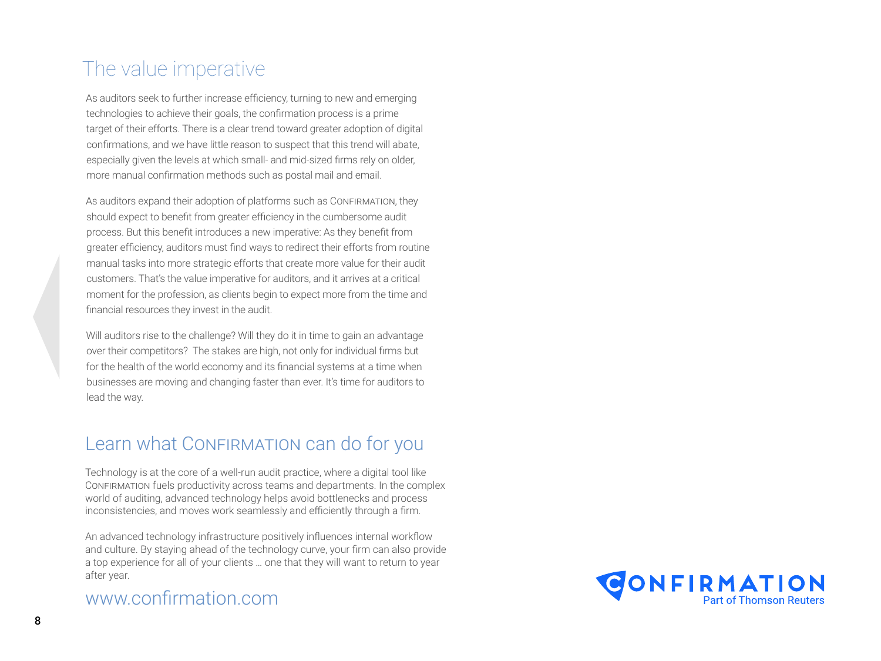## The value imperative

As auditors seek to further increase efficiency, turning to new and emerging technologies to achieve their goals, the confirmation process is a prime target of their efforts. There is a clear trend toward greater adoption of digital confirmations, and we have little reason to suspect that this trend will abate, especially given the levels at which small- and mid-sized firms rely on older, more manual confirmation methods such as postal mail and email.

As auditors expand their adoption of platforms such as CONFIRMATION, they should expect to benefit from greater efficiency in the cumbersome audit process. But this benefit introduces a new imperative: As they benefit from greater efficiency, auditors must find ways to redirect their efforts from routine manual tasks into more strategic efforts that create more value for their audit customers. That's the value imperative for auditors, and it arrives at a critical moment for the profession, as clients begin to expect more from the time and financial resources they invest in the audit.

Will auditors rise to the challenge? Will they do it in time to gain an advantage over their competitors? The stakes are high, not only for individual firms but for the health of the world economy and its financial systems at a time when businesses are moving and changing faster than ever. It's time for auditors to lead the way.

## Learn what CONFIRMATION can do for you

Technology is at the core of a well-run audit practice, where a digital tool like CONFIRMATION fuels productivity across teams and departments. In the complex world of auditing, advanced technology helps avoid bottlenecks and process inconsistencies, and moves work seamlessly and efficiently through a firm.

An advanced technology infrastructure positively influences internal workflow and culture. By staying ahead of the technology curve, your firm can also provide a top experience for all of your clients … one that they will want to return to year after year.

www.confirmation.com

CONFIRMATION
Part of Thomson Reuters